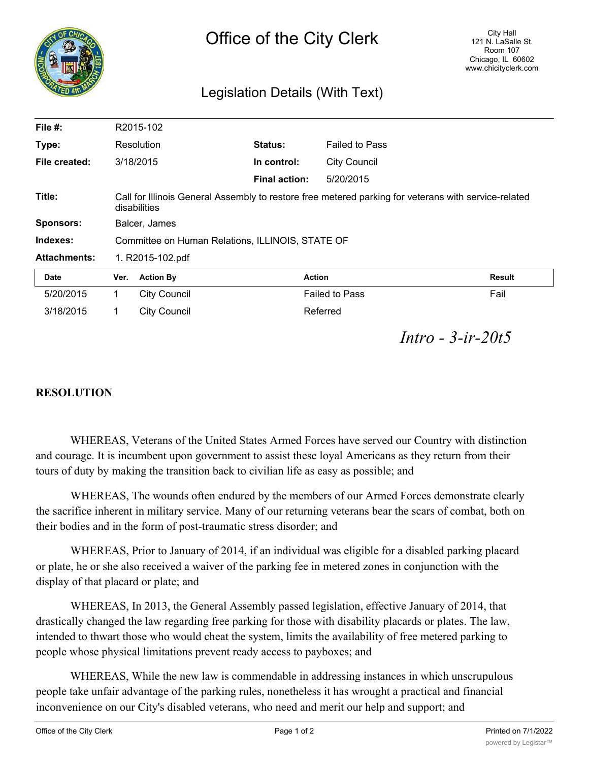# Office of the City Clerk

City Hall
121 N. LaSalle St.
Room 107
Chicago, IL 60602
www.chicityclerk.com

## Legislation Details (With Text)

| | | | |
|---|---|---|---|
| **File #:** | R2015-102 | | |
| **Type:** | Resolution | **Status:** | Failed to Pass |
| **File created:** | 3/18/2015 | **In control:** | City Council |
| | | **Final action:** | 5/20/2015 |
| **Title:** | Call for Illinois General Assembly to restore free metered parking for veterans with service-related disabilities | | |
| **Sponsors:** | Balcer, James | | |
| **Indexes:** | Committee on Human Relations, ILLINOIS, STATE OF | | |
| **Attachments:** | 1. R2015-102.pdf | | |

| Date | Ver. | Action By | Action | Result |
|---|---|---|---|---|
| 5/20/2015 | 1 | City Council | Failed to Pass | Fail |
| 3/18/2015 | 1 | City Council | Referred | |

*Intro - 3-ir-20t5*

**RESOLUTION**

WHEREAS, Veterans of the United States Armed Forces have served our Country with distinction and courage. It is incumbent upon government to assist these loyal Americans as they return from their tours of duty by making the transition back to civilian life as easy as possible; and

WHEREAS, The wounds often endured by the members of our Armed Forces demonstrate clearly the sacrifice inherent in military service. Many of our returning veterans bear the scars of combat, both on their bodies and in the form of post-traumatic stress disorder; and

WHEREAS, Prior to January of 2014, if an individual was eligible for a disabled parking placard or plate, he or she also received a waiver of the parking fee in metered zones in conjunction with the display of that placard or plate; and

WHEREAS, In 2013, the General Assembly passed legislation, effective January of 2014, that drastically changed the law regarding free parking for those with disability placards or plates. The law, intended to thwart those who would cheat the system, limits the availability of free metered parking to people whose physical limitations prevent ready access to payboxes; and

WHEREAS, While the new law is commendable in addressing instances in which unscrupulous people take unfair advantage of the parking rules, nonetheless it has wrought a practical and financial inconvenience on our City's disabled veterans, who need and merit our help and support; and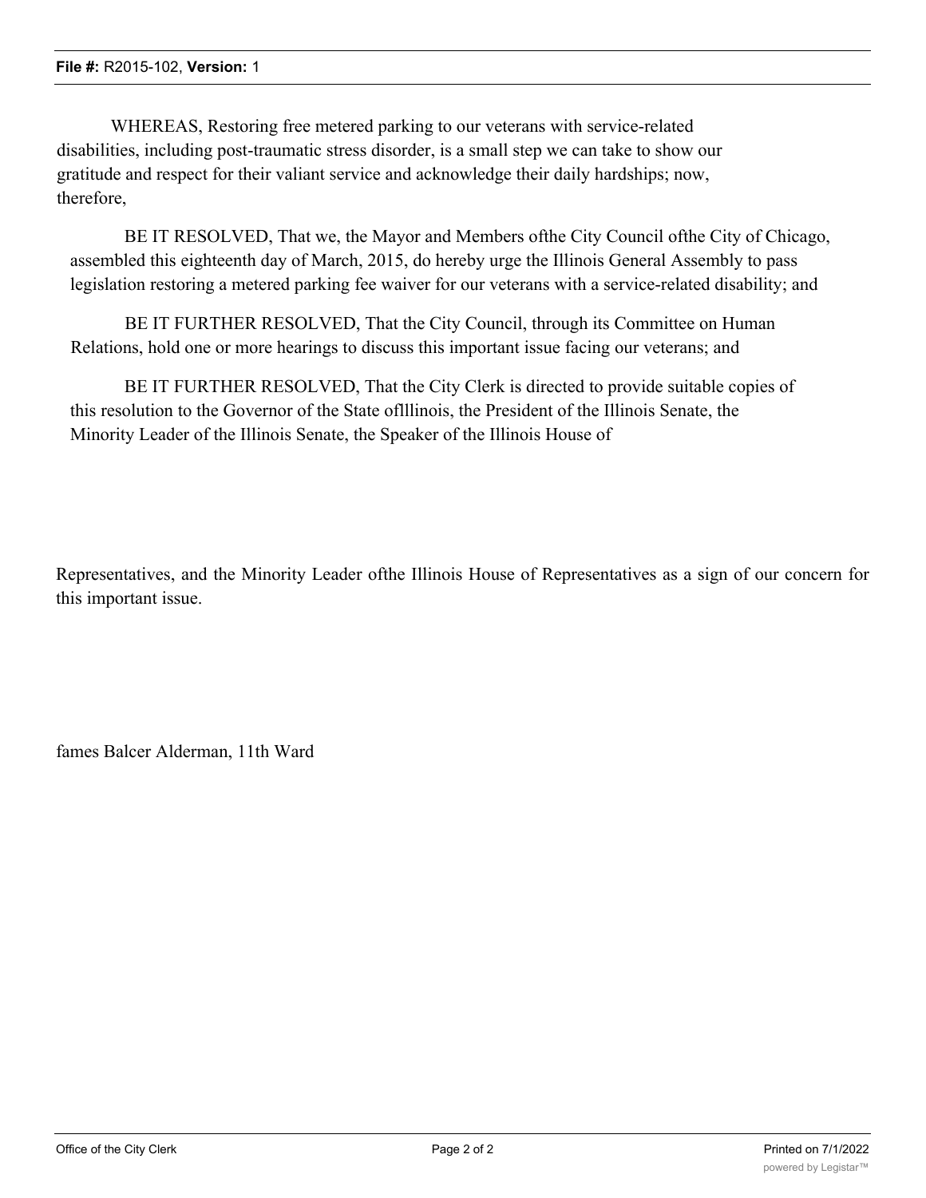WHEREAS, Restoring free metered parking to our veterans with service-related disabilities, including post-traumatic stress disorder, is a small step we can take to show our gratitude and respect for their valiant service and acknowledge their daily hardships; now, therefore,

BE IT RESOLVED, That we, the Mayor and Members ofthe City Council ofthe City of Chicago, assembled this eighteenth day of March, 2015, do hereby urge the Illinois General Assembly to pass legislation restoring a metered parking fee waiver for our veterans with a service-related disability; and

BE IT FURTHER RESOLVED, That the City Council, through its Committee on Human Relations, hold one or more hearings to discuss this important issue facing our veterans; and

BE IT FURTHER RESOLVED, That the City Clerk is directed to provide suitable copies of this resolution to the Governor of the State oflllinois, the President of the Illinois Senate, the Minority Leader of the Illinois Senate, the Speaker of the Illinois House of Representatives, and the Minority Leader ofthe Illinois House of Representatives as a sign of our concern for this important issue.

fames Balcer Alderman, 11th Ward